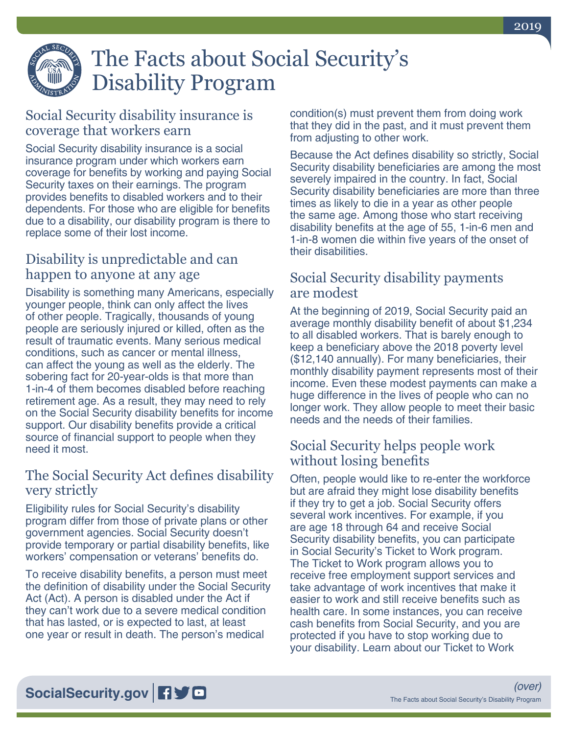# The Facts about Social Security's Disability Program

## Social Security disability insurance is coverage that workers earn

Social Security disability insurance is a social insurance program under which workers earn coverage for benefits by working and paying Social Security taxes on their earnings. The program provides benefits to disabled workers and to their dependents. For those who are eligible for benefits due to a disability, our disability program is there to replace some of their lost income.

## Disability is unpredictable and can happen to anyone at any age

Disability is something many Americans, especially younger people, think can only affect the lives of other people. Tragically, thousands of young people are seriously injured or killed, often as the result of traumatic events. Many serious medical conditions, such as cancer or mental illness, can affect the young as well as the elderly. The sobering fact for 20-year-olds is that more than 1-in-4 of them becomes disabled before reaching retirement age. As a result, they may need to rely on the Social Security disability benefits for income support. Our disability benefits provide a critical source of financial support to people when they need it most.

## The Social Security Act defines disability very strictly

Eligibility rules for Social Security's disability program differ from those of private plans or other government agencies. Social Security doesn't provide temporary or partial disability benefits, like workers' compensation or veterans' benefits do.

To receive disability benefits, a person must meet the definition of disability under the Social Security Act (Act). A person is disabled under the Act if they can't work due to a severe medical condition that has lasted, or is expected to last, at least one year or result in death. The person's medical condition(s) must prevent them from doing work that they did in the past, and it must prevent them from adjusting to other work.

Because the Act defines disability so strictly, Social Security disability beneficiaries are among the most severely impaired in the country. In fact, Social Security disability beneficiaries are more than three times as likely to die in a year as other people the same age. Among those who start receiving disability benefits at the age of 55, 1-in-6 men and 1-in-8 women die within five years of the onset of their disabilities.

## Social Security disability payments are modest

At the beginning of 2019, Social Security paid an average monthly disability benefit of about $1,234 to all disabled workers. That is barely enough to keep a beneficiary above the 2018 poverty level ($12,140 annually). For many beneficiaries, their monthly disability payment represents most of their income. Even these modest payments can make a huge difference in the lives of people who can no longer work. They allow people to meet their basic needs and the needs of their families.

## Social Security helps people work without losing benefits

Often, people would like to re-enter the workforce but are afraid they might lose disability benefits if they try to get a job. Social Security offers several work incentives. For example, if you are age 18 through 64 and receive Social Security disability benefits, you can participate in Social Security's Ticket to Work program. The Ticket to Work program allows you to receive free employment support services and take advantage of work incentives that make it easier to work and still receive benefits such as health care. In some instances, you can receive cash benefits from Social Security, and you are protected if you have to stop working due to your disability. Learn about our Ticket to Work

*(over)*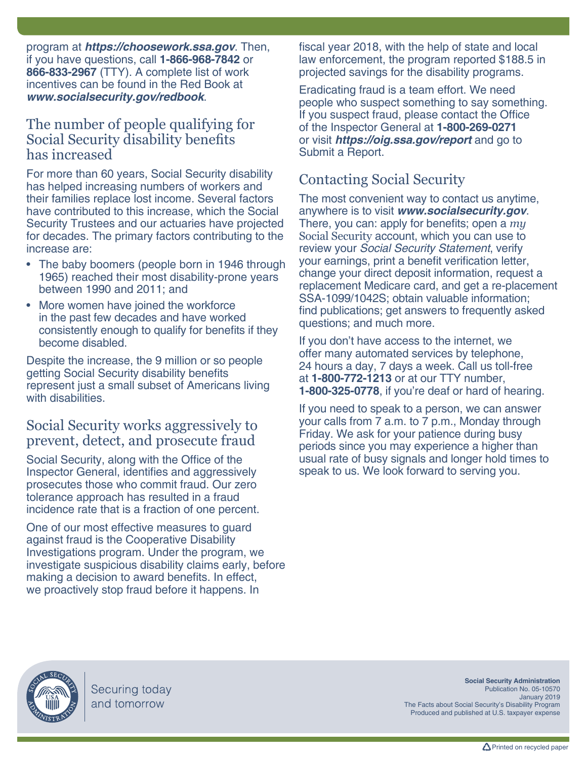program at ***https://choosework.ssa.gov***. Then, if you have questions, call **1-866-968-7842** or **866-833-2967** (TTY). A complete list of work incentives can be found in the Red Book at ***www.socialsecurity.gov/redbook***.

## The number of people qualifying for Social Security disability benefits has increased

For more than 60 years, Social Security disability has helped increasing numbers of workers and their families replace lost income. Several factors have contributed to this increase, which the Social Security Trustees and our actuaries have projected for decades. The primary factors contributing to the increase are:

- The baby boomers (people born in 1946 through 1965) reached their most disability-prone years between 1990 and 2011; and
- More women have joined the workforce in the past few decades and have worked consistently enough to qualify for benefits if they become disabled.

Despite the increase, the 9 million or so people getting Social Security disability benefits represent just a small subset of Americans living with disabilities.

## Social Security works aggressively to prevent, detect, and prosecute fraud

Social Security, along with the Office of the Inspector General, identifies and aggressively prosecutes those who commit fraud. Our zero tolerance approach has resulted in a fraud incidence rate that is a fraction of one percent.

One of our most effective measures to guard against fraud is the Cooperative Disability Investigations program. Under the program, we investigate suspicious disability claims early, before making a decision to award benefits. In effect, we proactively stop fraud before it happens. In fiscal year 2018, with the help of state and local law enforcement, the program reported $188.5 in projected savings for the disability programs.

Eradicating fraud is a team effort. We need people who suspect something to say something. If you suspect fraud, please contact the Office of the Inspector General at **1-800-269-0271** or visit ***https://oig.ssa.gov/report*** and go to Submit a Report.

## Contacting Social Security

The most convenient way to contact us anytime, anywhere is to visit ***www.socialsecurity.gov***. There, you can: apply for benefits; open a *my* Social Security account, which you can use to review your *Social Security Statement*, verify your earnings, print a benefit verification letter, change your direct deposit information, request a replacement Medicare card, and get a re-placement SSA-1099/1042S; obtain valuable information; find publications; get answers to frequently asked questions; and much more.

If you don't have access to the internet, we offer many automated services by telephone, 24 hours a day, 7 days a week. Call us toll-free at **1-800-772-1213** or at our TTY number, **1-800-325-0778**, if you're deaf or hard of hearing.

If you need to speak to a person, we can answer your calls from 7 a.m. to 7 p.m., Monday through Friday. We ask for your patience during busy periods since you may experience a higher than usual rate of busy signals and longer hold times to speak to us. We look forward to serving you.

Securing today and tomorrow

**Social Security Administration**
Publication No. 05-10570
January 2019
The Facts about Social Security's Disability Program
Produced and published at U.S. taxpayer expense

Printed on recycled paper